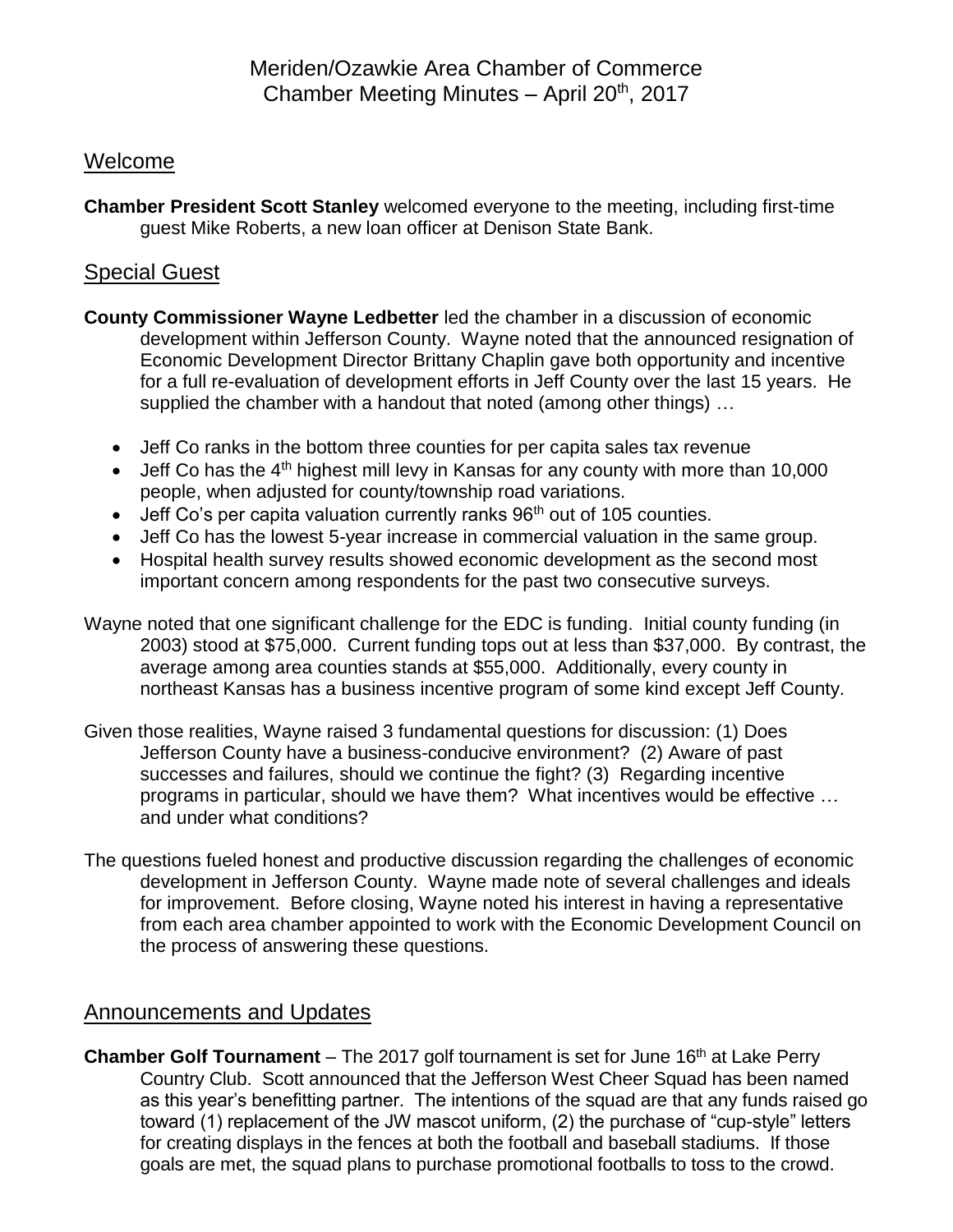# Meriden/Ozawkie Area Chamber of Commerce
## Chamber Meeting Minutes – April 20th, 2017

## Welcome

**Chamber President Scott Stanley** welcomed everyone to the meeting, including first-time guest Mike Roberts, a new loan officer at Denison State Bank.

## Special Guest

**County Commissioner Wayne Ledbetter** led the chamber in a discussion of economic development within Jefferson County. Wayne noted that the announced resignation of Economic Development Director Brittany Chaplin gave both opportunity and incentive for a full re-evaluation of development efforts in Jeff County over the last 15 years. He supplied the chamber with a handout that noted (among other things) …

- Jeff Co ranks in the bottom three counties for per capita sales tax revenue
- Jeff Co has the 4th highest mill levy in Kansas for any county with more than 10,000 people, when adjusted for county/township road variations.
- Jeff Co's per capita valuation currently ranks 96th out of 105 counties.
- Jeff Co has the lowest 5-year increase in commercial valuation in the same group.
- Hospital health survey results showed economic development as the second most important concern among respondents for the past two consecutive surveys.

Wayne noted that one significant challenge for the EDC is funding. Initial county funding (in 2003) stood at $75,000. Current funding tops out at less than $37,000. By contrast, the average among area counties stands at $55,000. Additionally, every county in northeast Kansas has a business incentive program of some kind except Jeff County.

Given those realities, Wayne raised 3 fundamental questions for discussion: (1) Does Jefferson County have a business-conducive environment? (2) Aware of past successes and failures, should we continue the fight? (3) Regarding incentive programs in particular, should we have them? What incentives would be effective … and under what conditions?

The questions fueled honest and productive discussion regarding the challenges of economic development in Jefferson County. Wayne made note of several challenges and ideals for improvement. Before closing, Wayne noted his interest in having a representative from each area chamber appointed to work with the Economic Development Council on the process of answering these questions.

## Announcements and Updates

**Chamber Golf Tournament** – The 2017 golf tournament is set for June 16th at Lake Perry Country Club. Scott announced that the Jefferson West Cheer Squad has been named as this year's benefitting partner. The intentions of the squad are that any funds raised go toward (1) replacement of the JW mascot uniform, (2) the purchase of "cup-style" letters for creating displays in the fences at both the football and baseball stadiums. If those goals are met, the squad plans to purchase promotional footballs to toss to the crowd.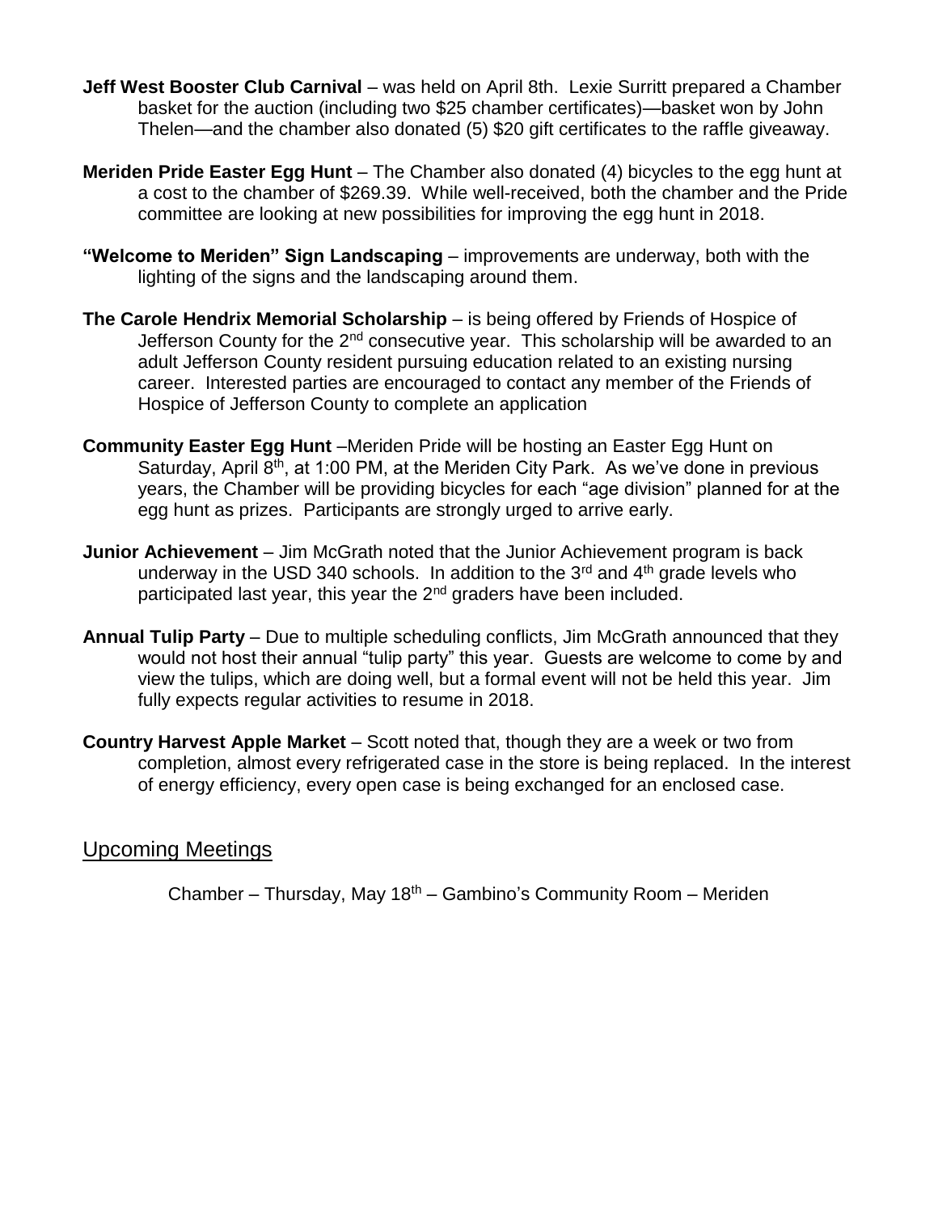**Jeff West Booster Club Carnival** – was held on April 8th. Lexie Surritt prepared a Chamber basket for the auction (including two $25 chamber certificates)—basket won by John Thelen—and the chamber also donated (5) $20 gift certificates to the raffle giveaway.

**Meriden Pride Easter Egg Hunt** – The Chamber also donated (4) bicycles to the egg hunt at a cost to the chamber of $269.39. While well-received, both the chamber and the Pride committee are looking at new possibilities for improving the egg hunt in 2018.

**"Welcome to Meriden" Sign Landscaping** – improvements are underway, both with the lighting of the signs and the landscaping around them.

**The Carole Hendrix Memorial Scholarship** – is being offered by Friends of Hospice of Jefferson County for the 2nd consecutive year. This scholarship will be awarded to an adult Jefferson County resident pursuing education related to an existing nursing career. Interested parties are encouraged to contact any member of the Friends of Hospice of Jefferson County to complete an application

**Community Easter Egg Hunt** –Meriden Pride will be hosting an Easter Egg Hunt on Saturday, April 8th, at 1:00 PM, at the Meriden City Park. As we've done in previous years, the Chamber will be providing bicycles for each "age division" planned for at the egg hunt as prizes. Participants are strongly urged to arrive early.

**Junior Achievement** – Jim McGrath noted that the Junior Achievement program is back underway in the USD 340 schools. In addition to the 3rd and 4th grade levels who participated last year, this year the 2nd graders have been included.

**Annual Tulip Party** – Due to multiple scheduling conflicts, Jim McGrath announced that they would not host their annual "tulip party" this year. Guests are welcome to come by and view the tulips, which are doing well, but a formal event will not be held this year. Jim fully expects regular activities to resume in 2018.

**Country Harvest Apple Market** – Scott noted that, though they are a week or two from completion, almost every refrigerated case in the store is being replaced. In the interest of energy efficiency, every open case is being exchanged for an enclosed case.

## Upcoming Meetings

Chamber – Thursday, May 18th – Gambino's Community Room – Meriden